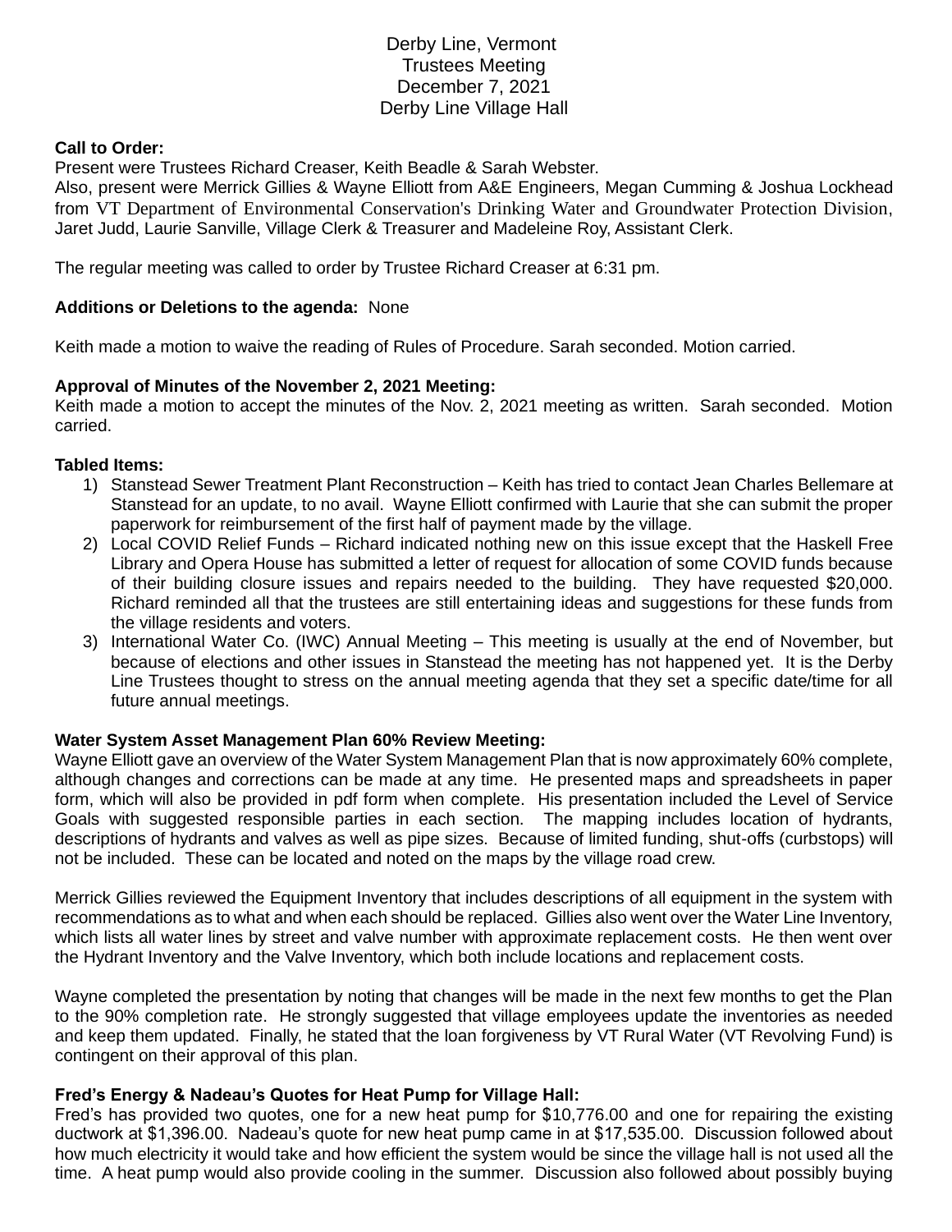Derby Line, Vermont
Trustees Meeting
December 7, 2021
Derby Line Village Hall

**Call to Order:**
Present were Trustees Richard Creaser, Keith Beadle & Sarah Webster.
Also, present were Merrick Gillies & Wayne Elliott from A&E Engineers, Megan Cumming & Joshua Lockhead from VT Department of Environmental Conservation's Drinking Water and Groundwater Protection Division, Jaret Judd, Laurie Sanville, Village Clerk & Treasurer and Madeleine Roy, Assistant Clerk.

The regular meeting was called to order by Trustee Richard Creaser at 6:31 pm.

**Additions or Deletions to the agenda:** None

Keith made a motion to waive the reading of Rules of Procedure. Sarah seconded. Motion carried.

**Approval of Minutes of the November 2, 2021 Meeting:**
Keith made a motion to accept the minutes of the Nov. 2, 2021 meeting as written. Sarah seconded. Motion carried.

**Tabled Items:**

1) Stanstead Sewer Treatment Plant Reconstruction – Keith has tried to contact Jean Charles Bellemare at Stanstead for an update, to no avail. Wayne Elliott confirmed with Laurie that she can submit the proper paperwork for reimbursement of the first half of payment made by the village.
2) Local COVID Relief Funds – Richard indicated nothing new on this issue except that the Haskell Free Library and Opera House has submitted a letter of request for allocation of some COVID funds because of their building closure issues and repairs needed to the building. They have requested $20,000. Richard reminded all that the trustees are still entertaining ideas and suggestions for these funds from the village residents and voters.
3) International Water Co. (IWC) Annual Meeting – This meeting is usually at the end of November, but because of elections and other issues in Stanstead the meeting has not happened yet. It is the Derby Line Trustees thought to stress on the annual meeting agenda that they set a specific date/time for all future annual meetings.

**Water System Asset Management Plan 60% Review Meeting:**
Wayne Elliott gave an overview of the Water System Management Plan that is now approximately 60% complete, although changes and corrections can be made at any time. He presented maps and spreadsheets in paper form, which will also be provided in pdf form when complete. His presentation included the Level of Service Goals with suggested responsible parties in each section. The mapping includes location of hydrants, descriptions of hydrants and valves as well as pipe sizes. Because of limited funding, shut-offs (curbstops) will not be included. These can be located and noted on the maps by the village road crew.

Merrick Gillies reviewed the Equipment Inventory that includes descriptions of all equipment in the system with recommendations as to what and when each should be replaced. Gillies also went over the Water Line Inventory, which lists all water lines by street and valve number with approximate replacement costs. He then went over the Hydrant Inventory and the Valve Inventory, which both include locations and replacement costs.

Wayne completed the presentation by noting that changes will be made in the next few months to get the Plan to the 90% completion rate. He strongly suggested that village employees update the inventories as needed and keep them updated. Finally, he stated that the loan forgiveness by VT Rural Water (VT Revolving Fund) is contingent on their approval of this plan.

**Fred's Energy & Nadeau's Quotes for Heat Pump for Village Hall:**
Fred's has provided two quotes, one for a new heat pump for $10,776.00 and one for repairing the existing ductwork at $1,396.00. Nadeau's quote for new heat pump came in at $17,535.00. Discussion followed about how much electricity it would take and how efficient the system would be since the village hall is not used all the time. A heat pump would also provide cooling in the summer. Discussion also followed about possibly buying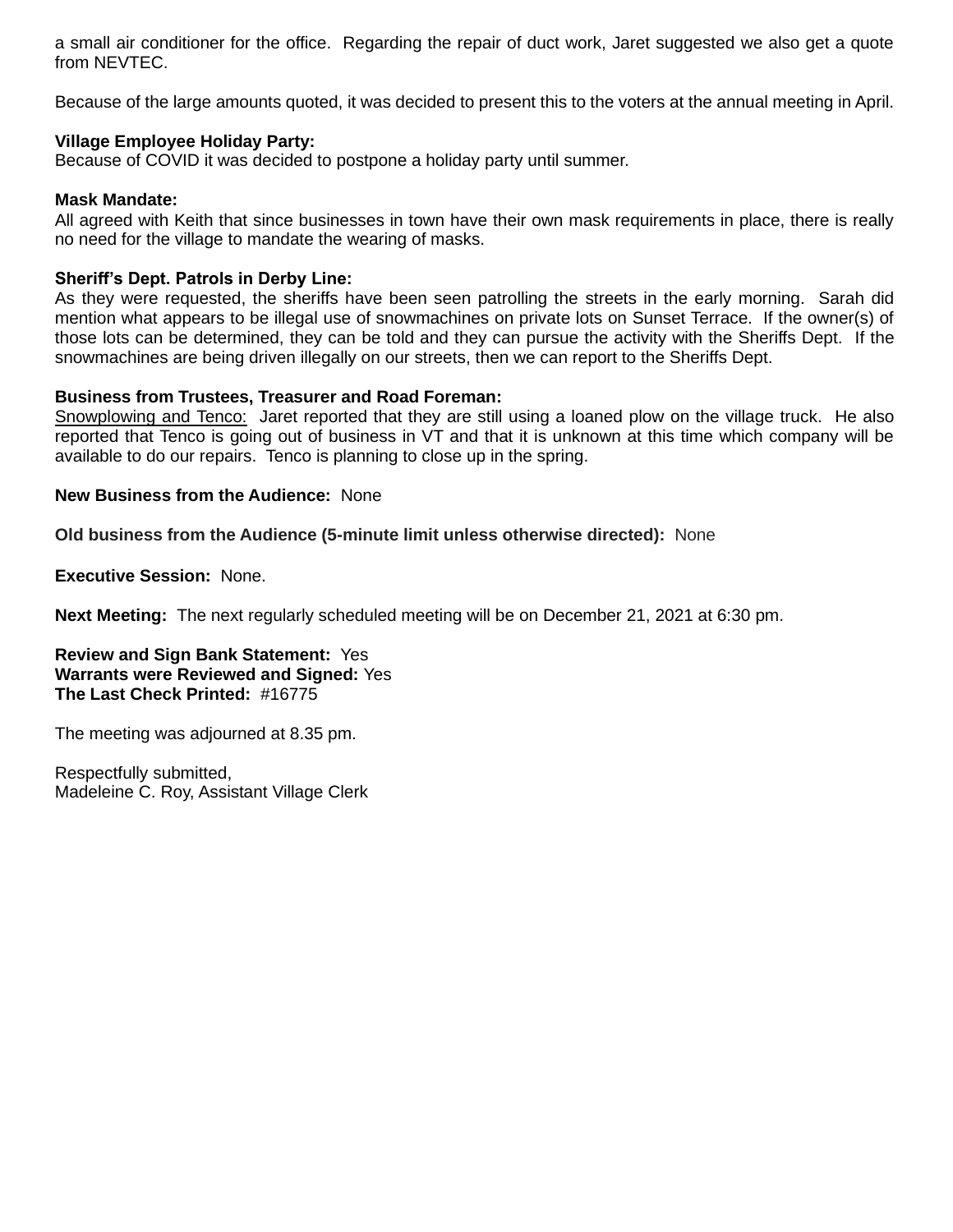a small air conditioner for the office. Regarding the repair of duct work, Jaret suggested we also get a quote from NEVTEC.

Because of the large amounts quoted, it was decided to present this to the voters at the annual meeting in April.

**Village Employee Holiday Party:**
Because of COVID it was decided to postpone a holiday party until summer.

**Mask Mandate:**
All agreed with Keith that since businesses in town have their own mask requirements in place, there is really no need for the village to mandate the wearing of masks.

**Sheriff's Dept. Patrols in Derby Line:**
As they were requested, the sheriffs have been seen patrolling the streets in the early morning. Sarah did mention what appears to be illegal use of snowmachines on private lots on Sunset Terrace. If the owner(s) of those lots can be determined, they can be told and they can pursue the activity with the Sheriffs Dept. If the snowmachines are being driven illegally on our streets, then we can report to the Sheriffs Dept.

**Business from Trustees, Treasurer and Road Foreman:**
<u>Snowplowing and Tenco:</u> Jaret reported that they are still using a loaned plow on the village truck. He also reported that Tenco is going out of business in VT and that it is unknown at this time which company will be available to do our repairs. Tenco is planning to close up in the spring.

**New Business from the Audience:** None

**Old business from the Audience (5-minute limit unless otherwise directed):** None

**Executive Session:** None.

**Next Meeting:** The next regularly scheduled meeting will be on December 21, 2021 at 6:30 pm.

**Review and Sign Bank Statement:** Yes
**Warrants were Reviewed and Signed:** Yes
**The Last Check Printed:** #16775

The meeting was adjourned at 8.35 pm.

Respectfully submitted,
Madeleine C. Roy, Assistant Village Clerk